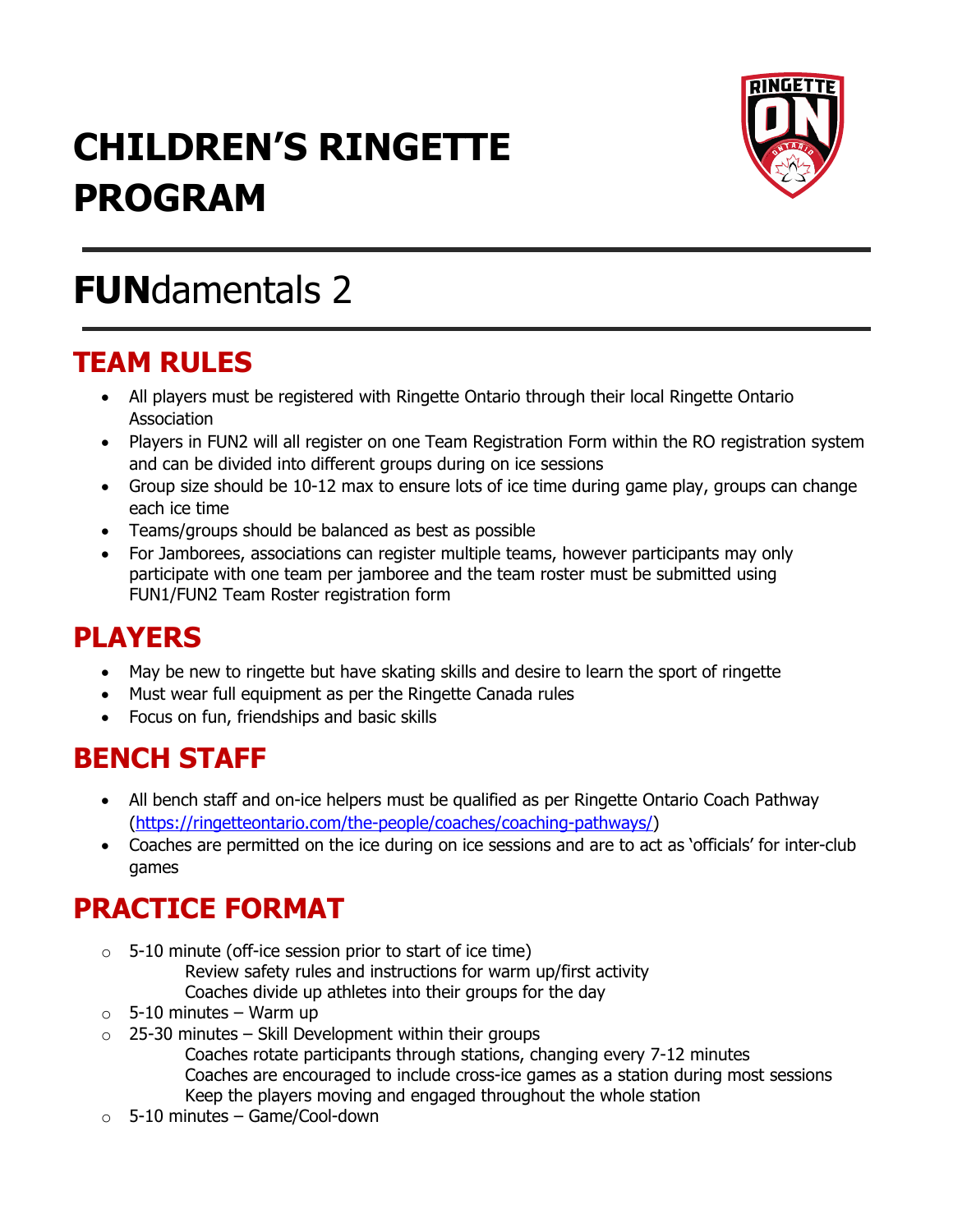# CHILDREN'S RINGETTE PROGRAM

# **FUN**damentals 2

## TEAM RULES

- All players must be registered with Ringette Ontario through their local Ringette Ontario Association
- Players in FUN2 will all register on one Team Registration Form within the RO registration system and can be divided into different groups during on ice sessions
- Group size should be 10-12 max to ensure lots of ice time during game play, groups can change each ice time
- Teams/groups should be balanced as best as possible
- For Jamborees, associations can register multiple teams, however participants may only participate with one team per jamboree and the team roster must be submitted using FUN1/FUN2 Team Roster registration form

## PLAYERS

- May be new to ringette but have skating skills and desire to learn the sport of ringette
- Must wear full equipment as per the Ringette Canada rules
- Focus on fun, friendships and basic skills

## BENCH STAFF

- All bench staff and on-ice helpers must be qualified as per Ringette Ontario Coach Pathway (https://ringetteontario.com/the-people/coaches/coaching-pathways/)
- Coaches are permitted on the ice during on ice sessions and are to act as 'officials' for inter-club games

## PRACTICE FORMAT

- 5-10 minute (off-ice session prior to start of ice time)
  - Review safety rules and instructions for warm up/first activity
  - Coaches divide up athletes into their groups for the day
- 5-10 minutes – Warm up
- 25-30 minutes – Skill Development within their groups
  - Coaches rotate participants through stations, changing every 7-12 minutes
  - Coaches are encouraged to include cross-ice games as a station during most sessions
  - Keep the players moving and engaged throughout the whole station
- 5-10 minutes – Game/Cool-down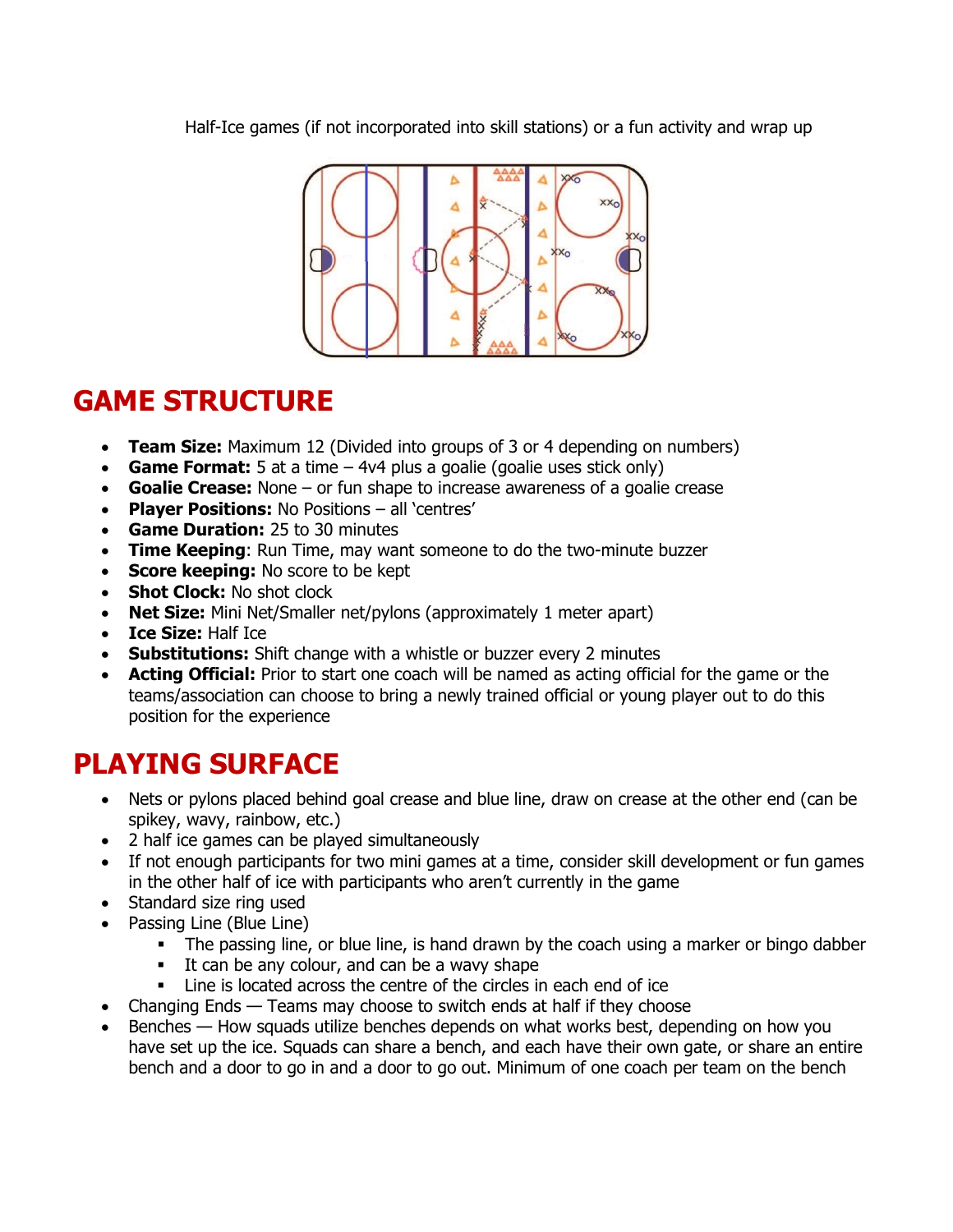Half-Ice games (if not incorporated into skill stations) or a fun activity and wrap up

# GAME STRUCTURE

- **Team Size:** Maximum 12 (Divided into groups of 3 or 4 depending on numbers)
- **Game Format:** 5 at a time – 4v4 plus a goalie (goalie uses stick only)
- **Goalie Crease:** None – or fun shape to increase awareness of a goalie crease
- **Player Positions:** No Positions – all 'centres'
- **Game Duration:** 25 to 30 minutes
- **Time Keeping**: Run Time, may want someone to do the two-minute buzzer
- **Score keeping:** No score to be kept
- **Shot Clock:** No shot clock
- **Net Size:** Mini Net/Smaller net/pylons (approximately 1 meter apart)
- **Ice Size:** Half Ice
- **Substitutions:** Shift change with a whistle or buzzer every 2 minutes
- **Acting Official:** Prior to start one coach will be named as acting official for the game or the teams/association can choose to bring a newly trained official or young player out to do this position for the experience

# PLAYING SURFACE

- Nets or pylons placed behind goal crease and blue line, draw on crease at the other end (can be spikey, wavy, rainbow, etc.)
- 2 half ice games can be played simultaneously
- If not enough participants for two mini games at a time, consider skill development or fun games in the other half of ice with participants who aren't currently in the game
- Standard size ring used
- Passing Line (Blue Line)
  - The passing line, or blue line, is hand drawn by the coach using a marker or bingo dabber
  - It can be any colour, and can be a wavy shape
  - Line is located across the centre of the circles in each end of ice
- Changing Ends — Teams may choose to switch ends at half if they choose
- Benches — How squads utilize benches depends on what works best, depending on how you have set up the ice. Squads can share a bench, and each have their own gate, or share an entire bench and a door to go in and a door to go out. Minimum of one coach per team on the bench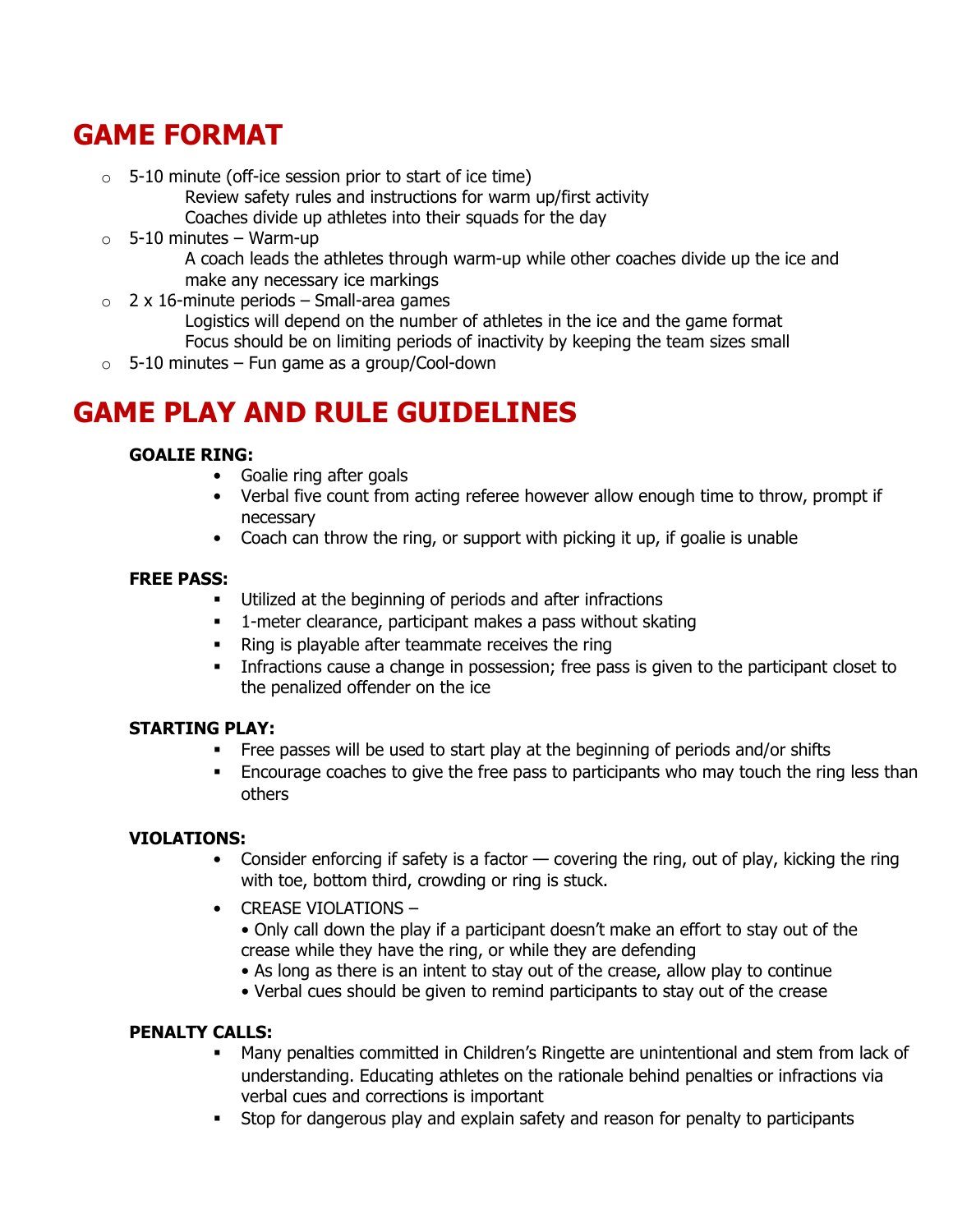# GAME FORMAT

- 5-10 minute (off-ice session prior to start of ice time)
  - Review safety rules and instructions for warm up/first activity
  - Coaches divide up athletes into their squads for the day
- 5-10 minutes – Warm-up
  - A coach leads the athletes through warm-up while other coaches divide up the ice and make any necessary ice markings
- 2 x 16-minute periods – Small-area games
  - Logistics will depend on the number of athletes in the ice and the game format
  - Focus should be on limiting periods of inactivity by keeping the team sizes small
- 5-10 minutes – Fun game as a group/Cool-down

# GAME PLAY AND RULE GUIDELINES

**GOALIE RING:**

- Goalie ring after goals
- Verbal five count from acting referee however allow enough time to throw, prompt if necessary
- Coach can throw the ring, or support with picking it up, if goalie is unable

**FREE PASS:**

- Utilized at the beginning of periods and after infractions
- 1-meter clearance, participant makes a pass without skating
- Ring is playable after teammate receives the ring
- Infractions cause a change in possession; free pass is given to the participant closet to the penalized offender on the ice

**STARTING PLAY:**

- Free passes will be used to start play at the beginning of periods and/or shifts
- Encourage coaches to give the free pass to participants who may touch the ring less than others

**VIOLATIONS:**

- Consider enforcing if safety is a factor — covering the ring, out of play, kicking the ring with toe, bottom third, crowding or ring is stuck.
- CREASE VIOLATIONS –
  - Only call down the play if a participant doesn't make an effort to stay out of the crease while they have the ring, or while they are defending
  - As long as there is an intent to stay out of the crease, allow play to continue
  - Verbal cues should be given to remind participants to stay out of the crease

**PENALTY CALLS:**

- Many penalties committed in Children's Ringette are unintentional and stem from lack of understanding. Educating athletes on the rationale behind penalties or infractions via verbal cues and corrections is important
- Stop for dangerous play and explain safety and reason for penalty to participants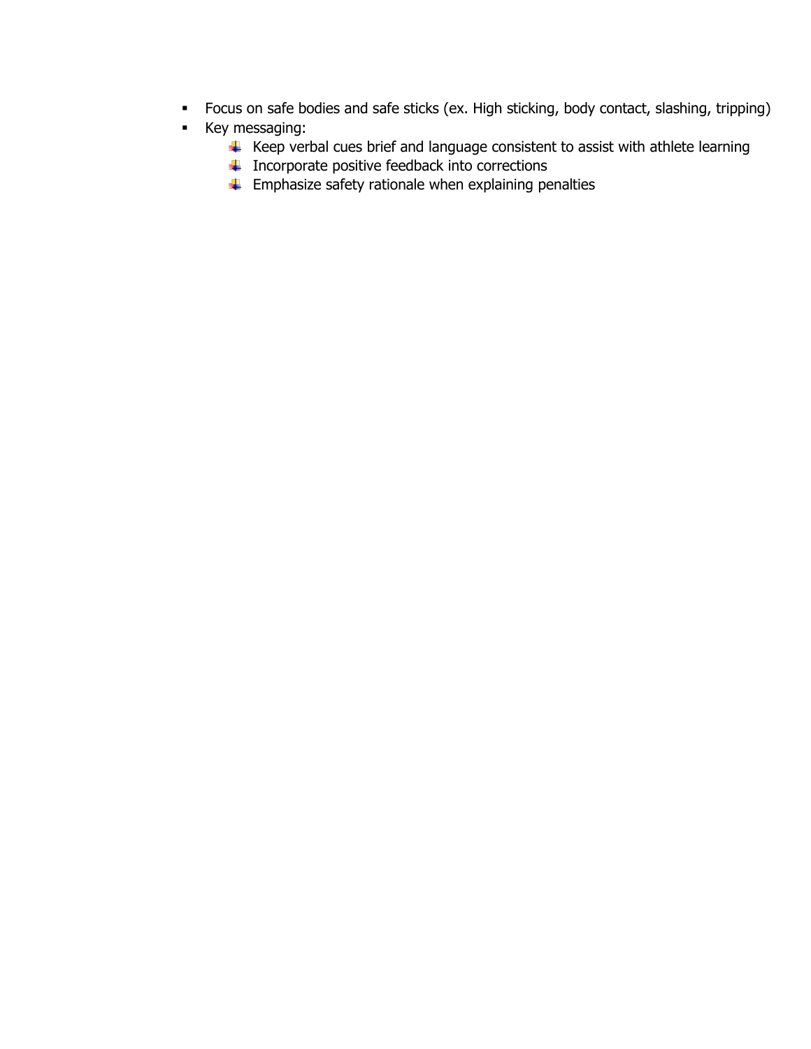- Focus on safe bodies and safe sticks (ex. High sticking, body contact, slashing, tripping)
- Key messaging:
    - Keep verbal cues brief and language consistent to assist with athlete learning
    - Incorporate positive feedback into corrections
    - Emphasize safety rationale when explaining penalties